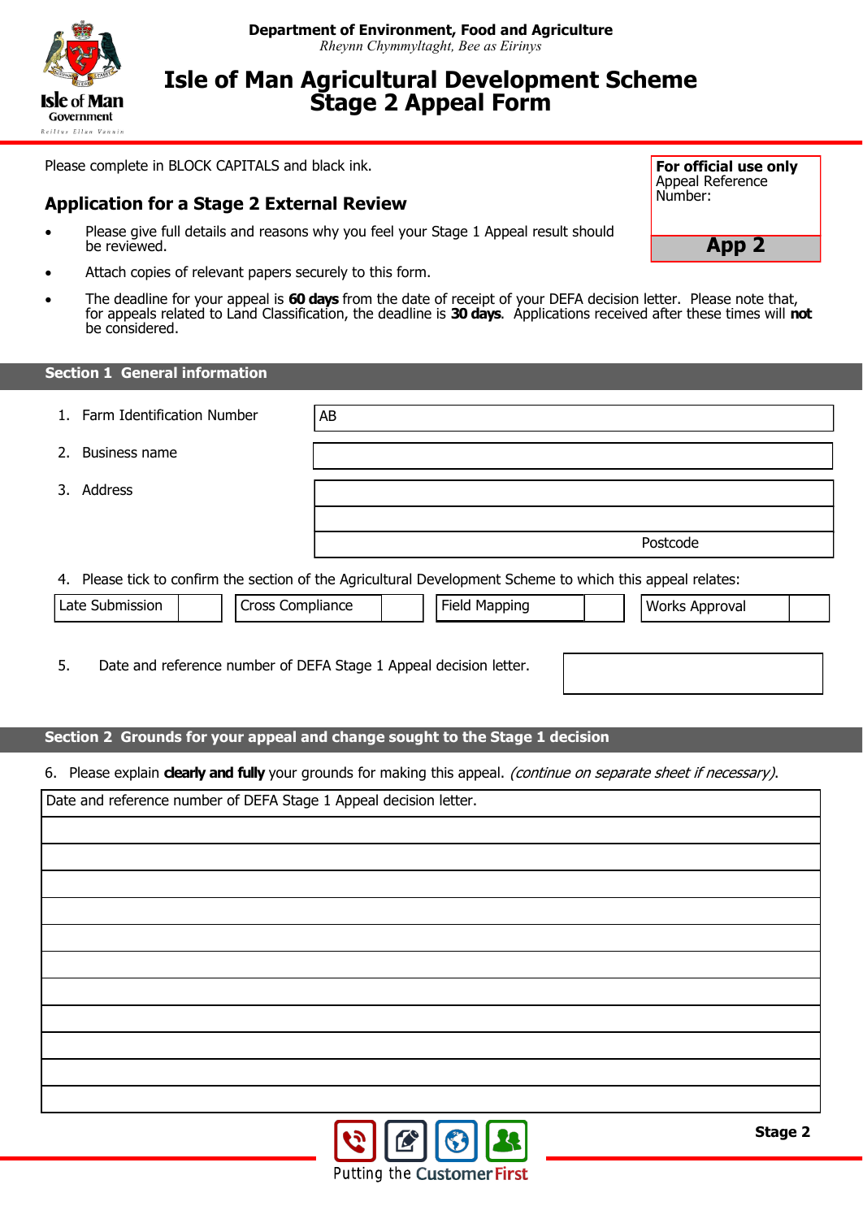**Department of Environment, Food and Agriculture**
*Rheynn Chymmyltaght, Bee as Eirinys*

# Isle of Man Agricultural Development Scheme Stage 2 Appeal Form

Please complete in BLOCK CAPITALS and black ink.

| **For official use only** Appeal Reference Number: |
|---|
| **App 2** |

## Application for a Stage 2 External Review

- Please give full details and reasons why you feel your Stage 1 Appeal result should be reviewed.
- Attach copies of relevant papers securely to this form.
- The deadline for your appeal is **60 days** from the date of receipt of your DEFA decision letter. Please note that, for appeals related to Land Classification, the deadline is **30 days**. Applications received after these times will **not** be considered.

## Section 1 General information

| | |
|---|---|
| 1. Farm Identification Number | AB |
| 2. Business name | |
| 3. Address | |
| | |
| | Postcode |

4. Please tick to confirm the section of the Agricultural Development Scheme to which this appeal relates:

| Late Submission | | Cross Compliance | | Field Mapping | | Works Approval | |
|---|---|---|---|---|---|---|---|

| | |
|---|---|
| 5. Date and reference number of DEFA Stage 1 Appeal decision letter. | |

## Section 2 Grounds for your appeal and change sought to the Stage 1 decision

6. Please explain **clearly and fully** your grounds for making this appeal. *(continue on separate sheet if necessary)*.

| Date and reference number of DEFA Stage 1 Appeal decision letter. |
|---|
| |
| |
| |
| |
| |
| |
| |
| |
| |
| |
| |

Putting the Customer First

Stage 2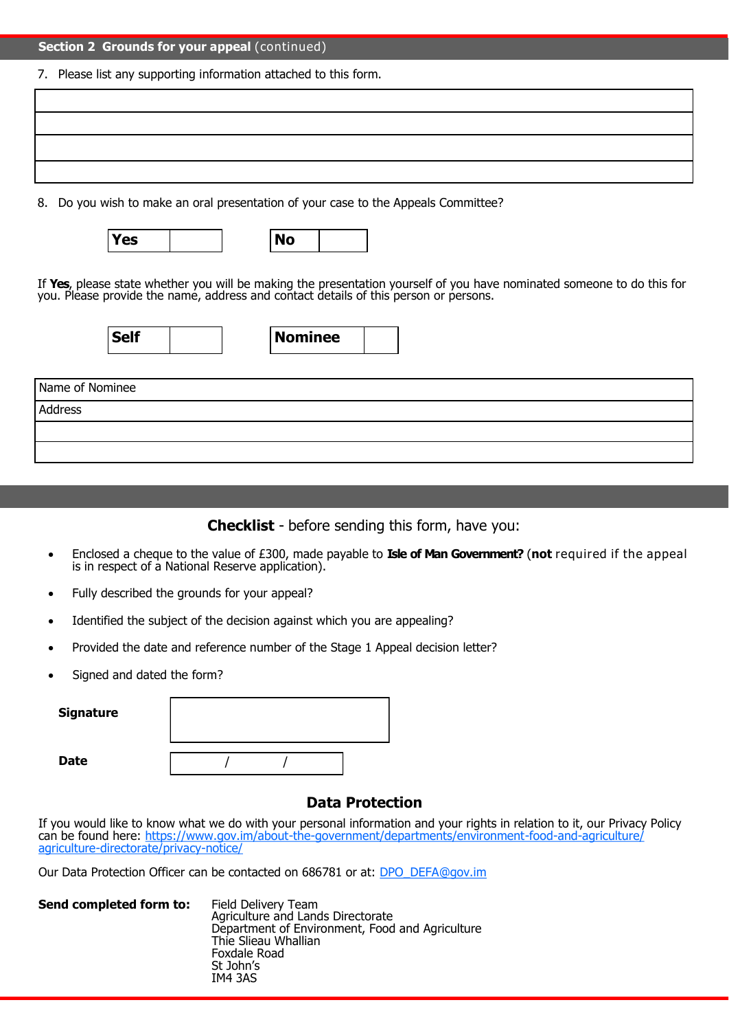## Section 2 Grounds for your appeal (continued)

7. Please list any supporting information attached to this form.

| |
|---|
| |
| |
| |
| |

8. Do you wish to make an oral presentation of your case to the Appeals Committee?

| | | | |
|---|---|---|---|
| **Yes** | | **No** | |

If **Yes**, please state whether you will be making the presentation yourself of you have nominated someone to do this for you. Please provide the name, address and contact details of this person or persons.

| | | | |
|---|---|---|---|
| **Self** | | **Nominee** | |

| |
|---|
| Name of Nominee |
| Address |
| |
| |

---

**Checklist** - before sending this form, have you:

- Enclosed a cheque to the value of £300, made payable to **Isle of Man Government?** (**not** required if the appeal is in respect of a National Reserve application).
- Fully described the grounds for your appeal?
- Identified the subject of the decision against which you are appealing?
- Provided the date and reference number of the Stage 1 Appeal decision letter?
- Signed and dated the form?

**Signature**

**Date** / /

### Data Protection

If you would like to know what we do with your personal information and your rights in relation to it, our Privacy Policy can be found here: https://www.gov.im/about-the-government/departments/environment-food-and-agriculture/agriculture-directorate/privacy-notice/

Our Data Protection Officer can be contacted on 686781 or at: DPO_DEFA@gov.im

**Send completed form to:**

Field Delivery Team
Agriculture and Lands Directorate
Department of Environment, Food and Agriculture
Thie Slieau Whallian
Foxdale Road
St John's
IM4 3AS